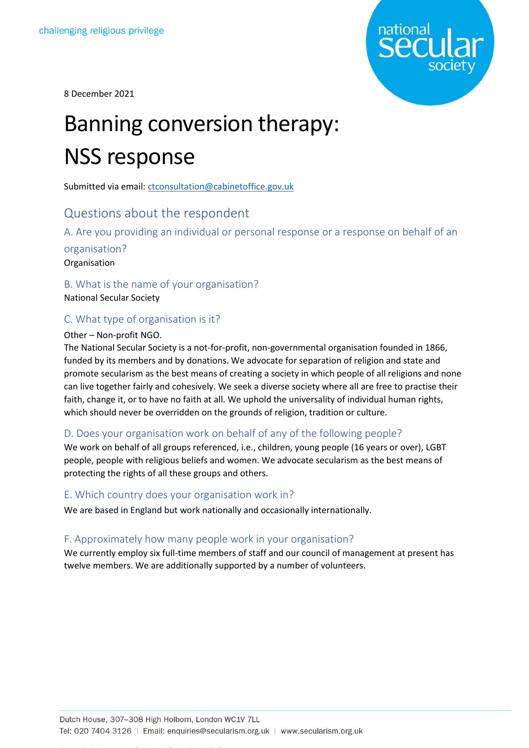challenging religious privilege

8 December 2021

# Banning conversion therapy: NSS response

Submitted via email: ctconsultation@cabinetoffice.gov.uk

## Questions about the respondent

### A. Are you providing an individual or personal response or a response on behalf of an organisation?

Organisation

### B. What is the name of your organisation?

National Secular Society

### C. What type of organisation is it?

Other – Non-profit NGO.

The National Secular Society is a not-for-profit, non-governmental organisation founded in 1866, funded by its members and by donations. We advocate for separation of religion and state and promote secularism as the best means of creating a society in which people of all religions and none can live together fairly and cohesively. We seek a diverse society where all are free to practise their faith, change it, or to have no faith at all. We uphold the universality of individual human rights, which should never be overridden on the grounds of religion, tradition or culture.

### D. Does your organisation work on behalf of any of the following people?

We work on behalf of all groups referenced, i.e., children, young people (16 years or over), LGBT people, people with religious beliefs and women. We advocate secularism as the best means of protecting the rights of all these groups and others.

### E. Which country does your organisation work in?

We are based in England but work nationally and occasionally internationally.

### F. Approximately how many people work in your organisation?

We currently employ six full-time members of staff and our council of management at present has twelve members. We are additionally supported by a number of volunteers.

Dutch House, 307–308 High Holborn, London WC1V 7LL
Tel: 020 7404 3126 | Email: enquiries@secularism.org.uk | www.secularism.org.uk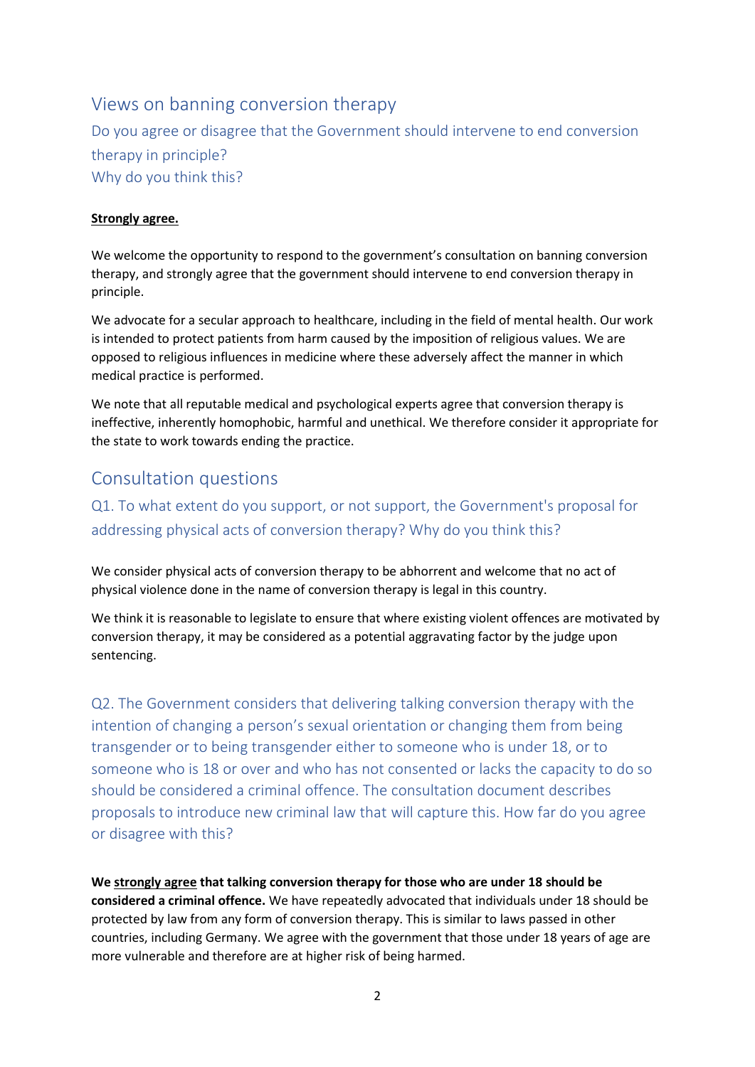## Views on banning conversion therapy

### Do you agree or disagree that the Government should intervene to end conversion therapy in principle?
### Why do you think this?

**Strongly agree.**

We welcome the opportunity to respond to the government's consultation on banning conversion therapy, and strongly agree that the government should intervene to end conversion therapy in principle.

We advocate for a secular approach to healthcare, including in the field of mental health. Our work is intended to protect patients from harm caused by the imposition of religious values. We are opposed to religious influences in medicine where these adversely affect the manner in which medical practice is performed.

We note that all reputable medical and psychological experts agree that conversion therapy is ineffective, inherently homophobic, harmful and unethical. We therefore consider it appropriate for the state to work towards ending the practice.

## Consultation questions

### Q1. To what extent do you support, or not support, the Government's proposal for addressing physical acts of conversion therapy? Why do you think this?

We consider physical acts of conversion therapy to be abhorrent and welcome that no act of physical violence done in the name of conversion therapy is legal in this country.

We think it is reasonable to legislate to ensure that where existing violent offences are motivated by conversion therapy, it may be considered as a potential aggravating factor by the judge upon sentencing.

### Q2. The Government considers that delivering talking conversion therapy with the intention of changing a person's sexual orientation or changing them from being transgender or to being transgender either to someone who is under 18, or to someone who is 18 or over and who has not consented or lacks the capacity to do so should be considered a criminal offence. The consultation document describes proposals to introduce new criminal law that will capture this. How far do you agree or disagree with this?

**We strongly agree that talking conversion therapy for those who are under 18 should be considered a criminal offence.** We have repeatedly advocated that individuals under 18 should be protected by law from any form of conversion therapy. This is similar to laws passed in other countries, including Germany. We agree with the government that those under 18 years of age are more vulnerable and therefore are at higher risk of being harmed.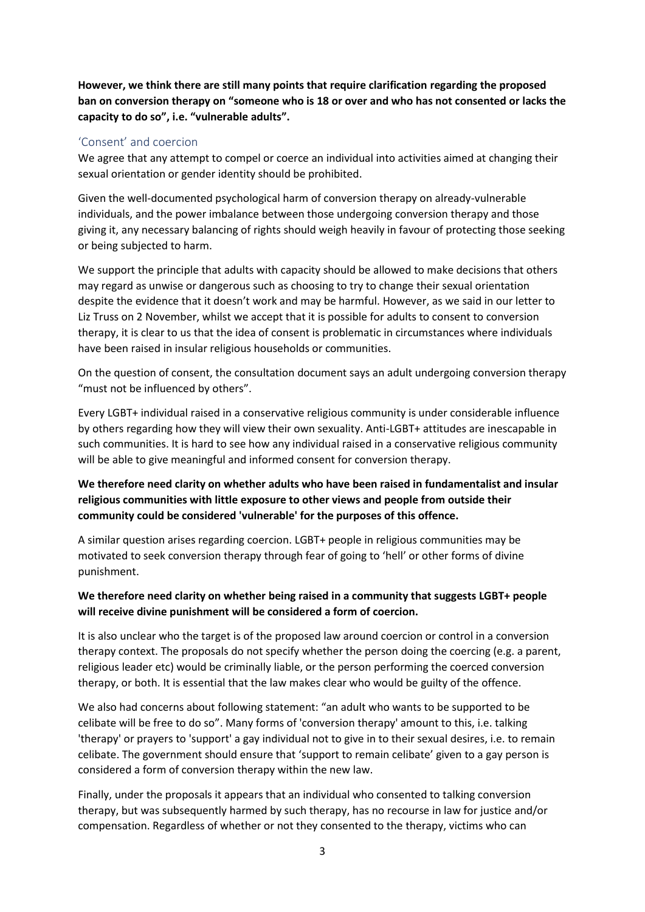**However, we think there are still many points that require clarification regarding the proposed ban on conversion therapy on "someone who is 18 or over and who has not consented or lacks the capacity to do so", i.e. "vulnerable adults".**

## 'Consent' and coercion

We agree that any attempt to compel or coerce an individual into activities aimed at changing their sexual orientation or gender identity should be prohibited.

Given the well-documented psychological harm of conversion therapy on already-vulnerable individuals, and the power imbalance between those undergoing conversion therapy and those giving it, any necessary balancing of rights should weigh heavily in favour of protecting those seeking or being subjected to harm.

We support the principle that adults with capacity should be allowed to make decisions that others may regard as unwise or dangerous such as choosing to try to change their sexual orientation despite the evidence that it doesn't work and may be harmful. However, as we said in our letter to Liz Truss on 2 November, whilst we accept that it is possible for adults to consent to conversion therapy, it is clear to us that the idea of consent is problematic in circumstances where individuals have been raised in insular religious households or communities.

On the question of consent, the consultation document says an adult undergoing conversion therapy "must not be influenced by others".

Every LGBT+ individual raised in a conservative religious community is under considerable influence by others regarding how they will view their own sexuality. Anti-LGBT+ attitudes are inescapable in such communities. It is hard to see how any individual raised in a conservative religious community will be able to give meaningful and informed consent for conversion therapy.

**We therefore need clarity on whether adults who have been raised in fundamentalist and insular religious communities with little exposure to other views and people from outside their community could be considered 'vulnerable' for the purposes of this offence.**

A similar question arises regarding coercion. LGBT+ people in religious communities may be motivated to seek conversion therapy through fear of going to 'hell' or other forms of divine punishment.

**We therefore need clarity on whether being raised in a community that suggests LGBT+ people will receive divine punishment will be considered a form of coercion.**

It is also unclear who the target is of the proposed law around coercion or control in a conversion therapy context. The proposals do not specify whether the person doing the coercing (e.g. a parent, religious leader etc) would be criminally liable, or the person performing the coerced conversion therapy, or both. It is essential that the law makes clear who would be guilty of the offence.

We also had concerns about following statement: "an adult who wants to be supported to be celibate will be free to do so". Many forms of 'conversion therapy' amount to this, i.e. talking 'therapy' or prayers to 'support' a gay individual not to give in to their sexual desires, i.e. to remain celibate. The government should ensure that 'support to remain celibate' given to a gay person is considered a form of conversion therapy within the new law.

Finally, under the proposals it appears that an individual who consented to talking conversion therapy, but was subsequently harmed by such therapy, has no recourse in law for justice and/or compensation. Regardless of whether or not they consented to the therapy, victims who can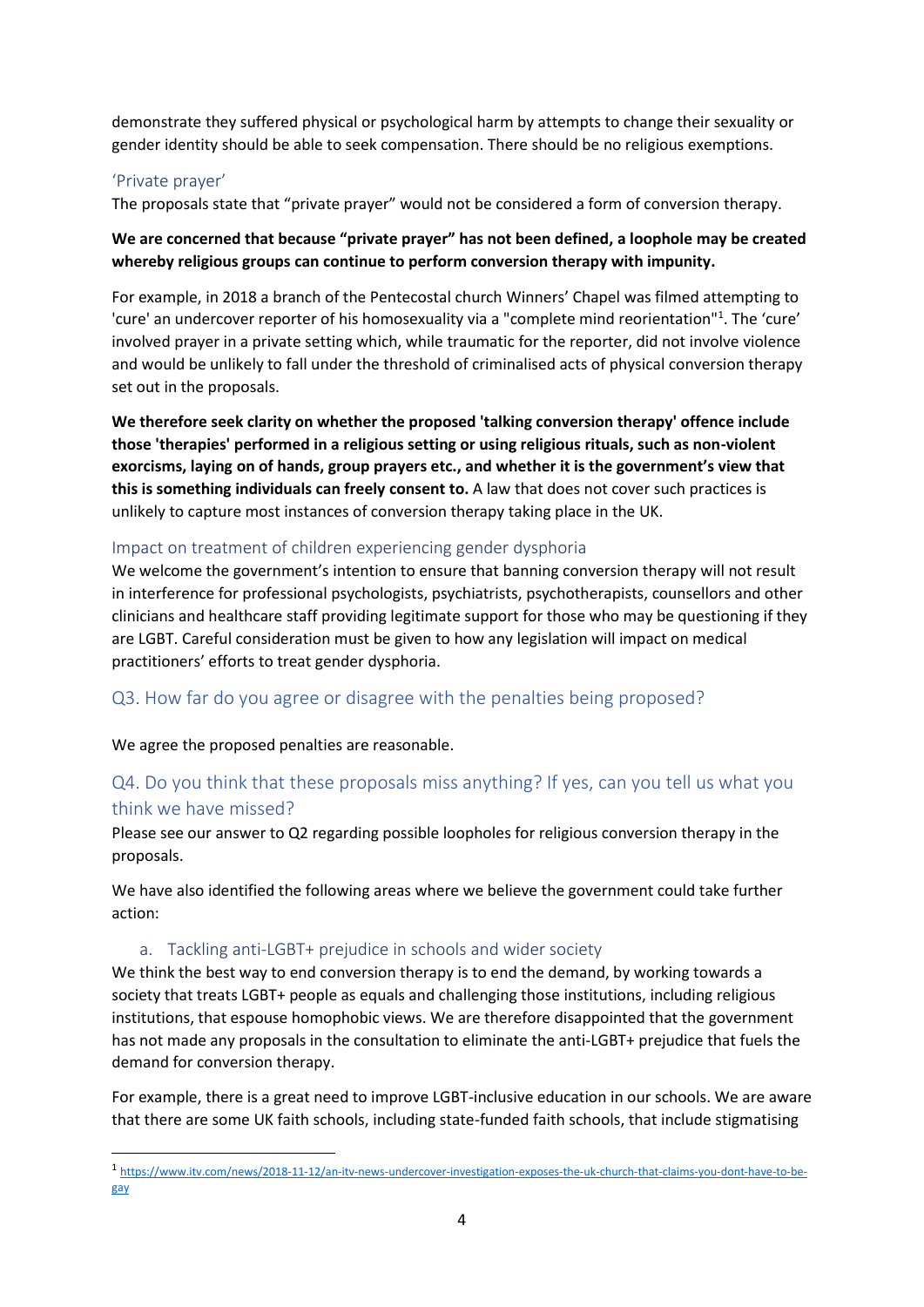demonstrate they suffered physical or psychological harm by attempts to change their sexuality or gender identity should be able to seek compensation. There should be no religious exemptions.

### 'Private prayer'

The proposals state that "private prayer" would not be considered a form of conversion therapy.

**We are concerned that because "private prayer" has not been defined, a loophole may be created whereby religious groups can continue to perform conversion therapy with impunity.**

For example, in 2018 a branch of the Pentecostal church Winners' Chapel was filmed attempting to 'cure' an undercover reporter of his homosexuality via a "complete mind reorientation"[1]. The 'cure' involved prayer in a private setting which, while traumatic for the reporter, did not involve violence and would be unlikely to fall under the threshold of criminalised acts of physical conversion therapy set out in the proposals.

**We therefore seek clarity on whether the proposed 'talking conversion therapy' offence include those 'therapies' performed in a religious setting or using religious rituals, such as non-violent exorcisms, laying on of hands, group prayers etc., and whether it is the government's view that this is something individuals can freely consent to.** A law that does not cover such practices is unlikely to capture most instances of conversion therapy taking place in the UK.

### Impact on treatment of children experiencing gender dysphoria

We welcome the government's intention to ensure that banning conversion therapy will not result in interference for professional psychologists, psychiatrists, psychotherapists, counsellors and other clinicians and healthcare staff providing legitimate support for those who may be questioning if they are LGBT. Careful consideration must be given to how any legislation will impact on medical practitioners' efforts to treat gender dysphoria.

## Q3. How far do you agree or disagree with the penalties being proposed?

We agree the proposed penalties are reasonable.

## Q4. Do you think that these proposals miss anything? If yes, can you tell us what you think we have missed?

Please see our answer to Q2 regarding possible loopholes for religious conversion therapy in the proposals.

We have also identified the following areas where we believe the government could take further action:

### a. Tackling anti-LGBT+ prejudice in schools and wider society

We think the best way to end conversion therapy is to end the demand, by working towards a society that treats LGBT+ people as equals and challenging those institutions, including religious institutions, that espouse homophobic views. We are therefore disappointed that the government has not made any proposals in the consultation to eliminate the anti-LGBT+ prejudice that fuels the demand for conversion therapy.

For example, there is a great need to improve LGBT-inclusive education in our schools. We are aware that there are some UK faith schools, including state-funded faith schools, that include stigmatising

[1] https://www.itv.com/news/2018-11-12/an-itv-news-undercover-investigation-exposes-the-uk-church-that-claims-you-dont-have-to-be-gay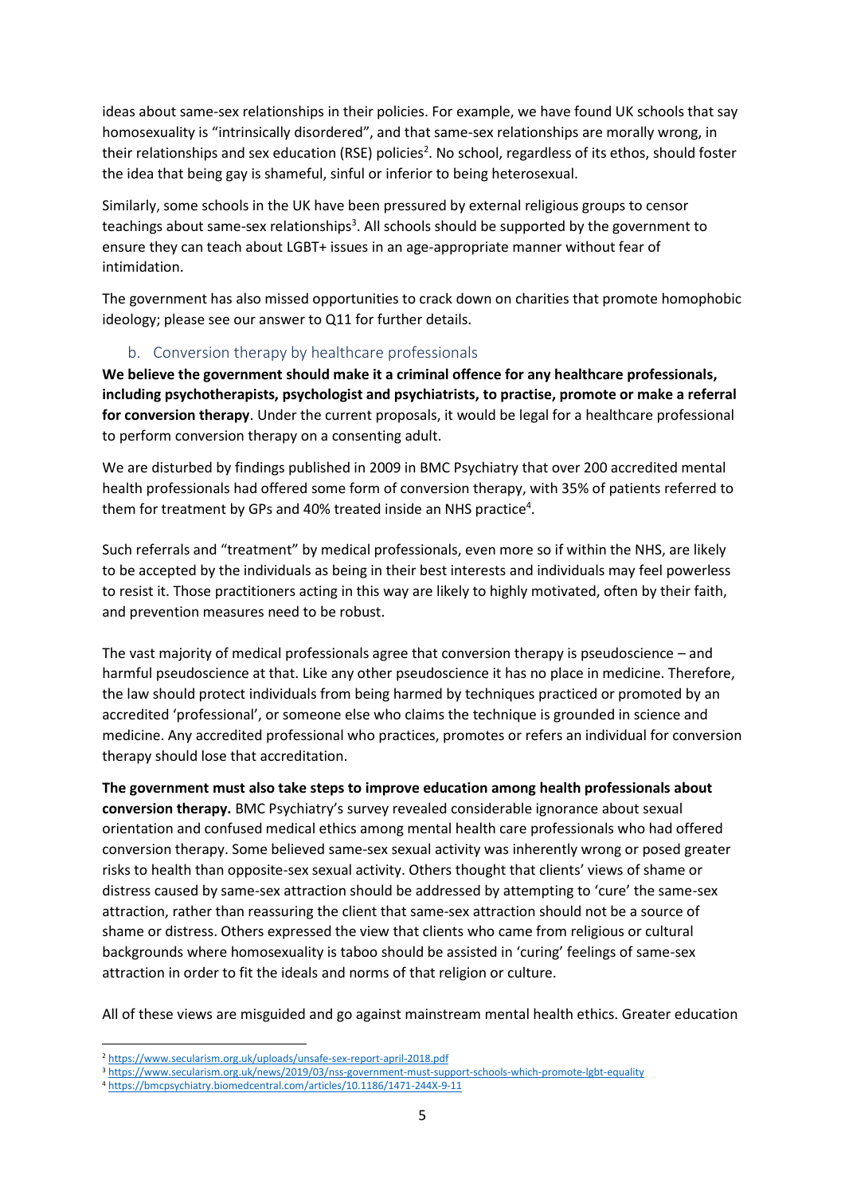ideas about same-sex relationships in their policies. For example, we have found UK schools that say homosexuality is "intrinsically disordered", and that same-sex relationships are morally wrong, in their relationships and sex education (RSE) policies[2]. No school, regardless of its ethos, should foster the idea that being gay is shameful, sinful or inferior to being heterosexual.

Similarly, some schools in the UK have been pressured by external religious groups to censor teachings about same-sex relationships[3]. All schools should be supported by the government to ensure they can teach about LGBT+ issues in an age-appropriate manner without fear of intimidation.

The government has also missed opportunities to crack down on charities that promote homophobic ideology; please see our answer to Q11 for further details.

### b. Conversion therapy by healthcare professionals

**We believe the government should make it a criminal offence for any healthcare professionals, including psychotherapists, psychologist and psychiatrists, to practise, promote or make a referral for conversion therapy**. Under the current proposals, it would be legal for a healthcare professional to perform conversion therapy on a consenting adult.

We are disturbed by findings published in 2009 in BMC Psychiatry that over 200 accredited mental health professionals had offered some form of conversion therapy, with 35% of patients referred to them for treatment by GPs and 40% treated inside an NHS practice[4].

Such referrals and "treatment" by medical professionals, even more so if within the NHS, are likely to be accepted by the individuals as being in their best interests and individuals may feel powerless to resist it. Those practitioners acting in this way are likely to highly motivated, often by their faith, and prevention measures need to be robust.

The vast majority of medical professionals agree that conversion therapy is pseudoscience – and harmful pseudoscience at that. Like any other pseudoscience it has no place in medicine. Therefore, the law should protect individuals from being harmed by techniques practiced or promoted by an accredited 'professional', or someone else who claims the technique is grounded in science and medicine. Any accredited professional who practices, promotes or refers an individual for conversion therapy should lose that accreditation.

**The government must also take steps to improve education among health professionals about conversion therapy.** BMC Psychiatry's survey revealed considerable ignorance about sexual orientation and confused medical ethics among mental health care professionals who had offered conversion therapy. Some believed same-sex sexual activity was inherently wrong or posed greater risks to health than opposite-sex sexual activity. Others thought that clients' views of shame or distress caused by same-sex attraction should be addressed by attempting to 'cure' the same-sex attraction, rather than reassuring the client that same-sex attraction should not be a source of shame or distress. Others expressed the view that clients who came from religious or cultural backgrounds where homosexuality is taboo should be assisted in 'curing' feelings of same-sex attraction in order to fit the ideals and norms of that religion or culture.

All of these views are misguided and go against mainstream mental health ethics. Greater education

---

[2] https://www.secularism.org.uk/uploads/unsafe-sex-report-april-2018.pdf

[3] https://www.secularism.org.uk/news/2019/03/nss-government-must-support-schools-which-promote-lgbt-equality

[4] https://bmcpsychiatry.biomedcentral.com/articles/10.1186/1471-244X-9-11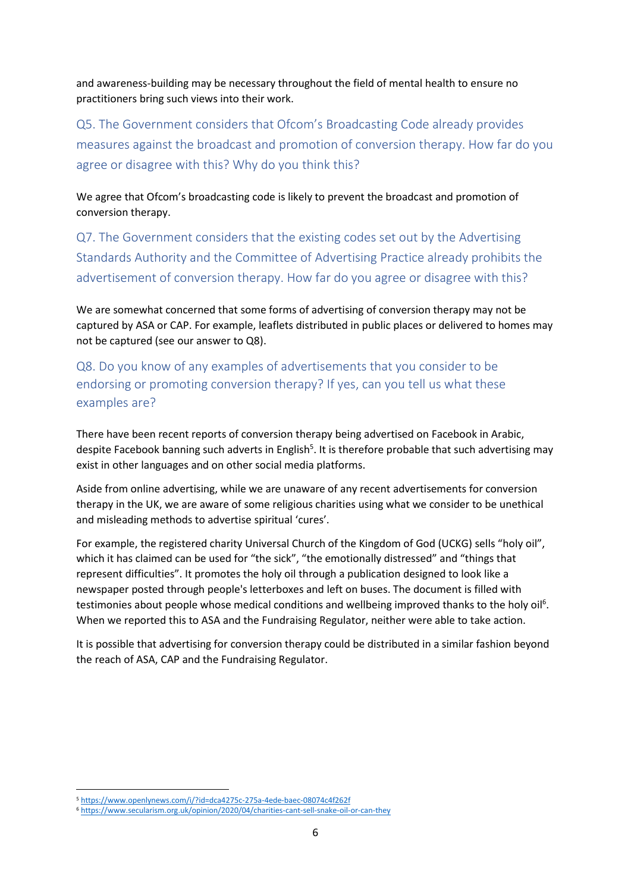and awareness-building may be necessary throughout the field of mental health to ensure no practitioners bring such views into their work.

## Q5. The Government considers that Ofcom's Broadcasting Code already provides measures against the broadcast and promotion of conversion therapy. How far do you agree or disagree with this? Why do you think this?

We agree that Ofcom's broadcasting code is likely to prevent the broadcast and promotion of conversion therapy.

## Q7. The Government considers that the existing codes set out by the Advertising Standards Authority and the Committee of Advertising Practice already prohibits the advertisement of conversion therapy. How far do you agree or disagree with this?

We are somewhat concerned that some forms of advertising of conversion therapy may not be captured by ASA or CAP. For example, leaflets distributed in public places or delivered to homes may not be captured (see our answer to Q8).

## Q8. Do you know of any examples of advertisements that you consider to be endorsing or promoting conversion therapy? If yes, can you tell us what these examples are?

There have been recent reports of conversion therapy being advertised on Facebook in Arabic, despite Facebook banning such adverts in English[5]. It is therefore probable that such advertising may exist in other languages and on other social media platforms.

Aside from online advertising, while we are unaware of any recent advertisements for conversion therapy in the UK, we are aware of some religious charities using what we consider to be unethical and misleading methods to advertise spiritual 'cures'.

For example, the registered charity Universal Church of the Kingdom of God (UCKG) sells "holy oil", which it has claimed can be used for "the sick", "the emotionally distressed" and "things that represent difficulties". It promotes the holy oil through a publication designed to look like a newspaper posted through people's letterboxes and left on buses. The document is filled with testimonies about people whose medical conditions and wellbeing improved thanks to the holy oil[6]. When we reported this to ASA and the Fundraising Regulator, neither were able to take action.

It is possible that advertising for conversion therapy could be distributed in a similar fashion beyond the reach of ASA, CAP and the Fundraising Regulator.

---

[5] https://www.openlynews.com/i/?id=dca4275c-275a-4ede-baec-08074c4f262f

[6] https://www.secularism.org.uk/opinion/2020/04/charities-cant-sell-snake-oil-or-can-they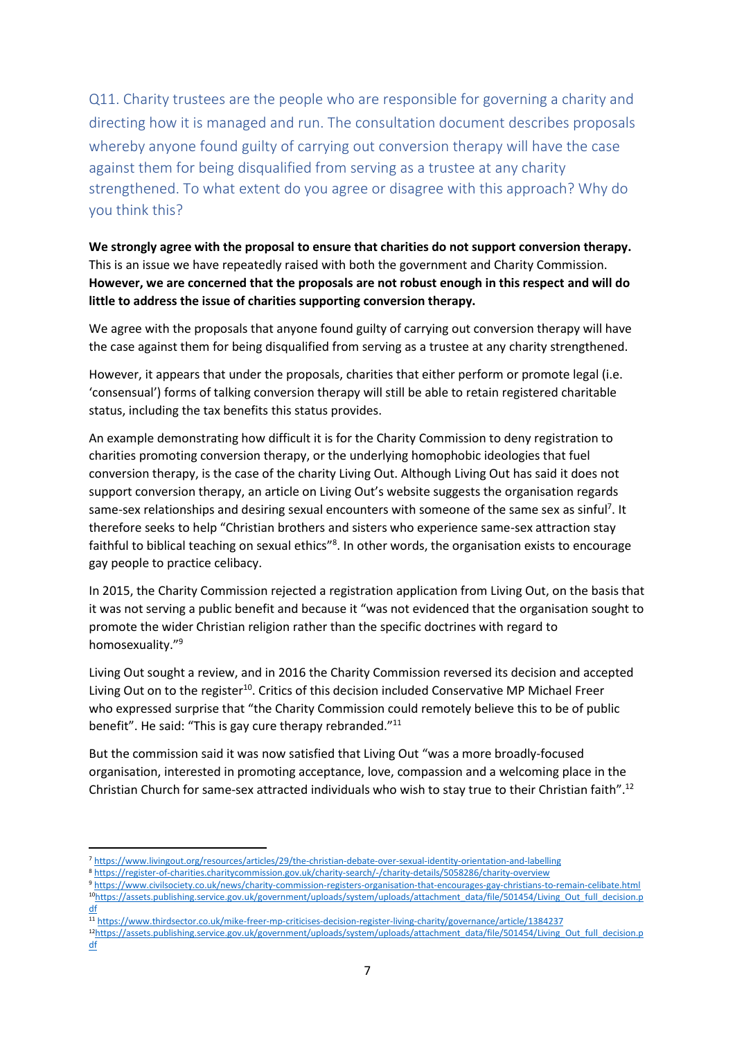### Q11. Charity trustees are the people who are responsible for governing a charity and directing how it is managed and run. The consultation document describes proposals whereby anyone found guilty of carrying out conversion therapy will have the case against them for being disqualified from serving as a trustee at any charity strengthened. To what extent do you agree or disagree with this approach? Why do you think this?

**We strongly agree with the proposal to ensure that charities do not support conversion therapy.** This is an issue we have repeatedly raised with both the government and Charity Commission. **However, we are concerned that the proposals are not robust enough in this respect and will do little to address the issue of charities supporting conversion therapy.**

We agree with the proposals that anyone found guilty of carrying out conversion therapy will have the case against them for being disqualified from serving as a trustee at any charity strengthened.

However, it appears that under the proposals, charities that either perform or promote legal (i.e. 'consensual') forms of talking conversion therapy will still be able to retain registered charitable status, including the tax benefits this status provides.

An example demonstrating how difficult it is for the Charity Commission to deny registration to charities promoting conversion therapy, or the underlying homophobic ideologies that fuel conversion therapy, is the case of the charity Living Out. Although Living Out has said it does not support conversion therapy, an article on Living Out's website suggests the organisation regards same-sex relationships and desiring sexual encounters with someone of the same sex as sinful[7]. It therefore seeks to help "Christian brothers and sisters who experience same-sex attraction stay faithful to biblical teaching on sexual ethics"[8]. In other words, the organisation exists to encourage gay people to practice celibacy.

In 2015, the Charity Commission rejected a registration application from Living Out, on the basis that it was not serving a public benefit and because it "was not evidenced that the organisation sought to promote the wider Christian religion rather than the specific doctrines with regard to homosexuality."[9]

Living Out sought a review, and in 2016 the Charity Commission reversed its decision and accepted Living Out on to the register[10]. Critics of this decision included Conservative MP Michael Freer who expressed surprise that "the Charity Commission could remotely believe this to be of public benefit". He said: "This is gay cure therapy rebranded."[11]

But the commission said it was now satisfied that Living Out "was a more broadly-focused organisation, interested in promoting acceptance, love, compassion and a welcoming place in the Christian Church for same-sex attracted individuals who wish to stay true to their Christian faith".[12]

---

[7] https://www.livingout.org/resources/articles/29/the-christian-debate-over-sexual-identity-orientation-and-labelling

[8] https://register-of-charities.charitycommission.gov.uk/charity-search/-/charity-details/5058286/charity-overview

[9] https://www.civilsociety.co.uk/news/charity-commission-registers-organisation-that-encourages-gay-christians-to-remain-celibate.html

[10] https://assets.publishing.service.gov.uk/government/uploads/system/uploads/attachment_data/file/501454/Living_Out_full_decision.pdf

[11] https://www.thirdsector.co.uk/mike-freer-mp-criticises-decision-register-living-charity/governance/article/1384237

[12] https://assets.publishing.service.gov.uk/government/uploads/system/uploads/attachment_data/file/501454/Living_Out_full_decision.pdf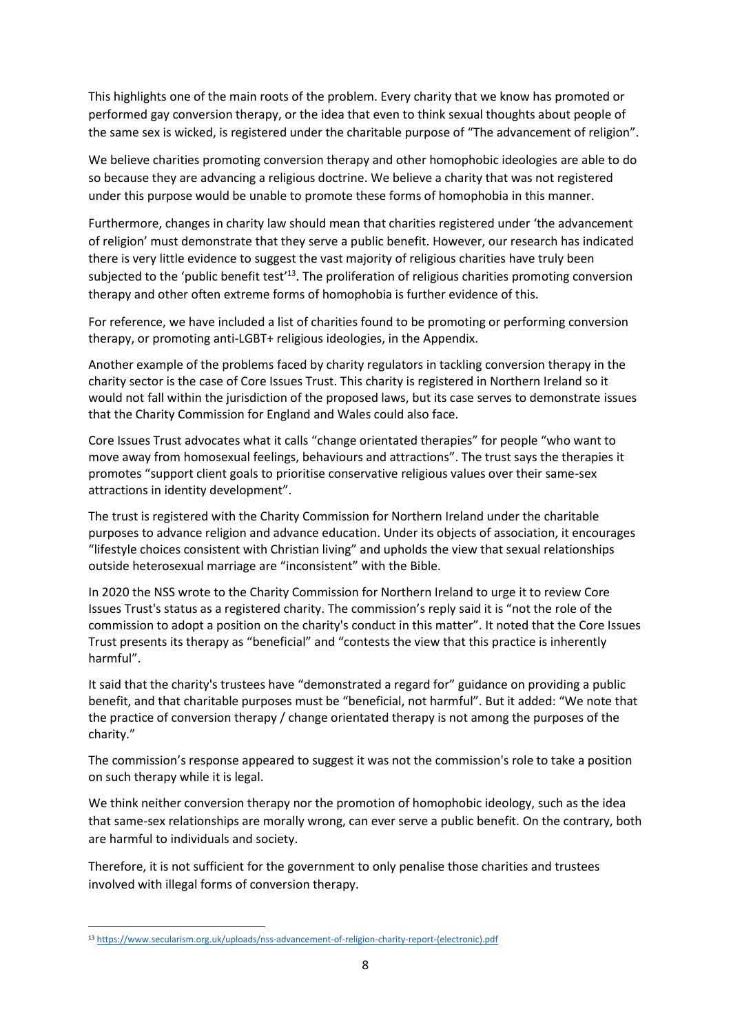This highlights one of the main roots of the problem. Every charity that we know has promoted or performed gay conversion therapy, or the idea that even to think sexual thoughts about people of the same sex is wicked, is registered under the charitable purpose of "The advancement of religion".

We believe charities promoting conversion therapy and other homophobic ideologies are able to do so because they are advancing a religious doctrine. We believe a charity that was not registered under this purpose would be unable to promote these forms of homophobia in this manner.

Furthermore, changes in charity law should mean that charities registered under 'the advancement of religion' must demonstrate that they serve a public benefit. However, our research has indicated there is very little evidence to suggest the vast majority of religious charities have truly been subjected to the 'public benefit test'[13]. The proliferation of religious charities promoting conversion therapy and other often extreme forms of homophobia is further evidence of this.

For reference, we have included a list of charities found to be promoting or performing conversion therapy, or promoting anti-LGBT+ religious ideologies, in the Appendix.

Another example of the problems faced by charity regulators in tackling conversion therapy in the charity sector is the case of Core Issues Trust. This charity is registered in Northern Ireland so it would not fall within the jurisdiction of the proposed laws, but its case serves to demonstrate issues that the Charity Commission for England and Wales could also face.

Core Issues Trust advocates what it calls "change orientated therapies" for people "who want to move away from homosexual feelings, behaviours and attractions". The trust says the therapies it promotes "support client goals to prioritise conservative religious values over their same-sex attractions in identity development".

The trust is registered with the Charity Commission for Northern Ireland under the charitable purposes to advance religion and advance education. Under its objects of association, it encourages "lifestyle choices consistent with Christian living" and upholds the view that sexual relationships outside heterosexual marriage are "inconsistent" with the Bible.

In 2020 the NSS wrote to the Charity Commission for Northern Ireland to urge it to review Core Issues Trust's status as a registered charity. The commission's reply said it is "not the role of the commission to adopt a position on the charity's conduct in this matter". It noted that the Core Issues Trust presents its therapy as "beneficial" and "contests the view that this practice is inherently harmful".

It said that the charity's trustees have "demonstrated a regard for" guidance on providing a public benefit, and that charitable purposes must be "beneficial, not harmful". But it added: "We note that the practice of conversion therapy / change orientated therapy is not among the purposes of the charity."

The commission's response appeared to suggest it was not the commission's role to take a position on such therapy while it is legal.

We think neither conversion therapy nor the promotion of homophobic ideology, such as the idea that same-sex relationships are morally wrong, can ever serve a public benefit. On the contrary, both are harmful to individuals and society.

Therefore, it is not sufficient for the government to only penalise those charities and trustees involved with illegal forms of conversion therapy.

[13] https://www.secularism.org.uk/uploads/nss-advancement-of-religion-charity-report-(electronic).pdf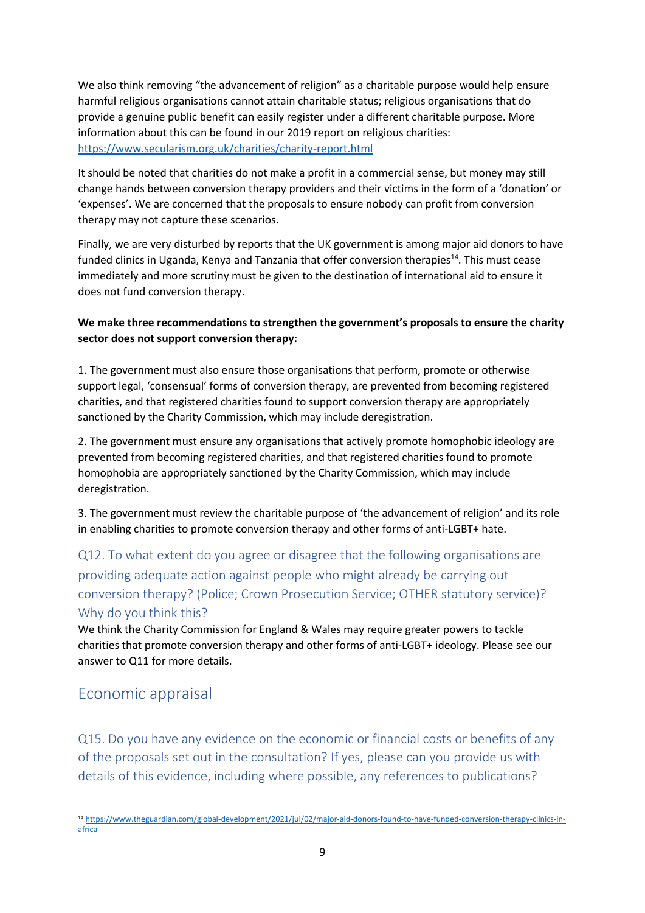We also think removing "the advancement of religion" as a charitable purpose would help ensure harmful religious organisations cannot attain charitable status; religious organisations that do provide a genuine public benefit can easily register under a different charitable purpose. More information about this can be found in our 2019 report on religious charities: https://www.secularism.org.uk/charities/charity-report.html

It should be noted that charities do not make a profit in a commercial sense, but money may still change hands between conversion therapy providers and their victims in the form of a 'donation' or 'expenses'. We are concerned that the proposals to ensure nobody can profit from conversion therapy may not capture these scenarios.

Finally, we are very disturbed by reports that the UK government is among major aid donors to have funded clinics in Uganda, Kenya and Tanzania that offer conversion therapies[14]. This must cease immediately and more scrutiny must be given to the destination of international aid to ensure it does not fund conversion therapy.

**We make three recommendations to strengthen the government's proposals to ensure the charity sector does not support conversion therapy:**

1. The government must also ensure those organisations that perform, promote or otherwise support legal, 'consensual' forms of conversion therapy, are prevented from becoming registered charities, and that registered charities found to support conversion therapy are appropriately sanctioned by the Charity Commission, which may include deregistration.

2. The government must ensure any organisations that actively promote homophobic ideology are prevented from becoming registered charities, and that registered charities found to promote homophobia are appropriately sanctioned by the Charity Commission, which may include deregistration.

3. The government must review the charitable purpose of 'the advancement of religion' and its role in enabling charities to promote conversion therapy and other forms of anti-LGBT+ hate.

### Q12. To what extent do you agree or disagree that the following organisations are providing adequate action against people who might already be carrying out conversion therapy? (Police; Crown Prosecution Service; OTHER statutory service)? Why do you think this?

We think the Charity Commission for England & Wales may require greater powers to tackle charities that promote conversion therapy and other forms of anti-LGBT+ ideology. Please see our answer to Q11 for more details.

## Economic appraisal

### Q15. Do you have any evidence on the economic or financial costs or benefits of any of the proposals set out in the consultation? If yes, please can you provide us with details of this evidence, including where possible, any references to publications?

[14] https://www.theguardian.com/global-development/2021/jul/02/major-aid-donors-found-to-have-funded-conversion-therapy-clinics-in-africa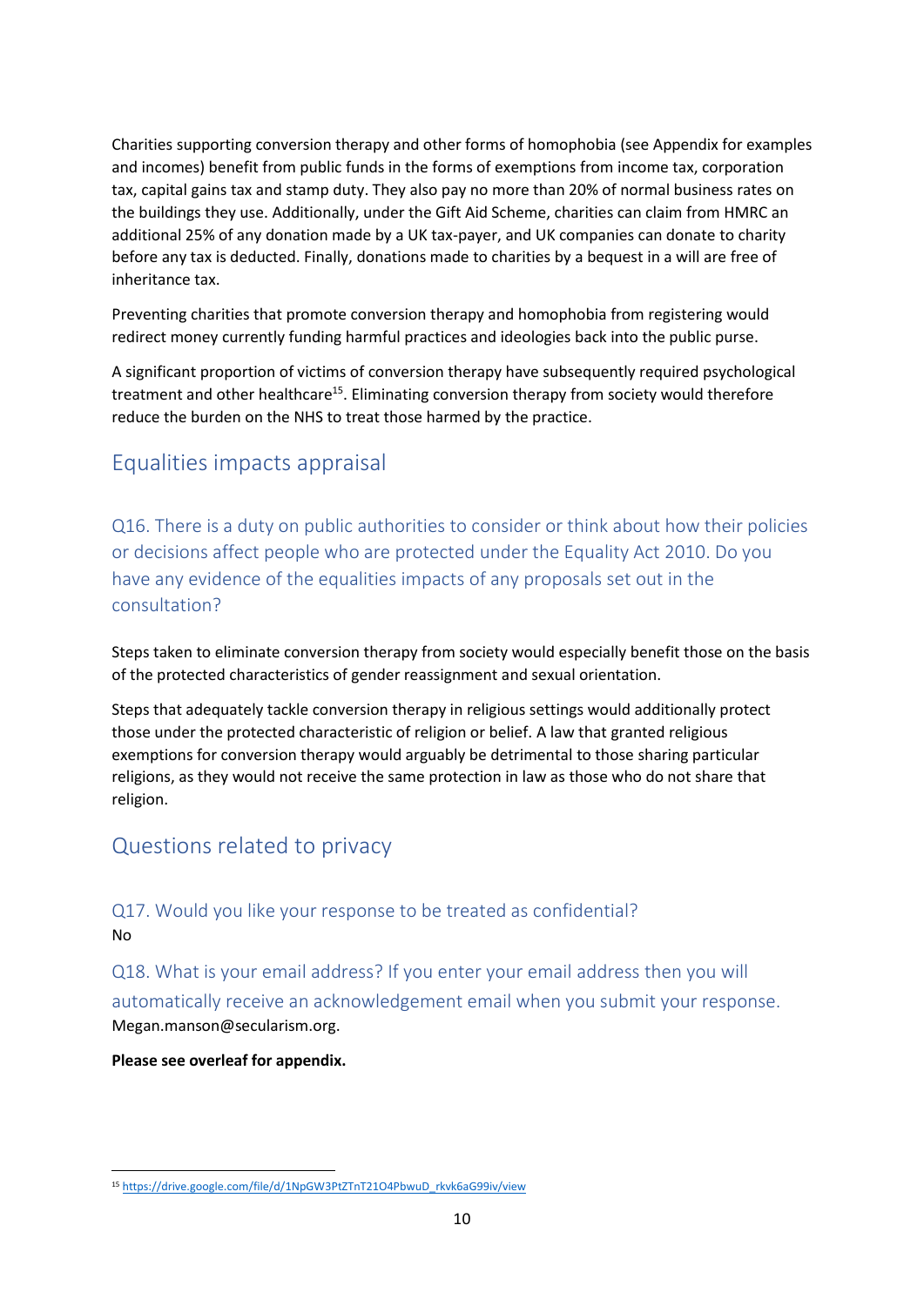Charities supporting conversion therapy and other forms of homophobia (see Appendix for examples and incomes) benefit from public funds in the forms of exemptions from income tax, corporation tax, capital gains tax and stamp duty. They also pay no more than 20% of normal business rates on the buildings they use. Additionally, under the Gift Aid Scheme, charities can claim from HMRC an additional 25% of any donation made by a UK tax-payer, and UK companies can donate to charity before any tax is deducted. Finally, donations made to charities by a bequest in a will are free of inheritance tax.

Preventing charities that promote conversion therapy and homophobia from registering would redirect money currently funding harmful practices and ideologies back into the public purse.

A significant proportion of victims of conversion therapy have subsequently required psychological treatment and other healthcare[15]. Eliminating conversion therapy from society would therefore reduce the burden on the NHS to treat those harmed by the practice.

## Equalities impacts appraisal

### Q16. There is a duty on public authorities to consider or think about how their policies or decisions affect people who are protected under the Equality Act 2010. Do you have any evidence of the equalities impacts of any proposals set out in the consultation?

Steps taken to eliminate conversion therapy from society would especially benefit those on the basis of the protected characteristics of gender reassignment and sexual orientation.

Steps that adequately tackle conversion therapy in religious settings would additionally protect those under the protected characteristic of religion or belief. A law that granted religious exemptions for conversion therapy would arguably be detrimental to those sharing particular religions, as they would not receive the same protection in law as those who do not share that religion.

## Questions related to privacy

### Q17. Would you like your response to be treated as confidential?

No

### Q18. What is your email address? If you enter your email address then you will automatically receive an acknowledgement email when you submit your response.

Megan.manson@secularism.org.

**Please see overleaf for appendix.**

---

[15] https://drive.google.com/file/d/1NpGW3PtZTnT21O4PbwuD_rkvk6aG99iv/view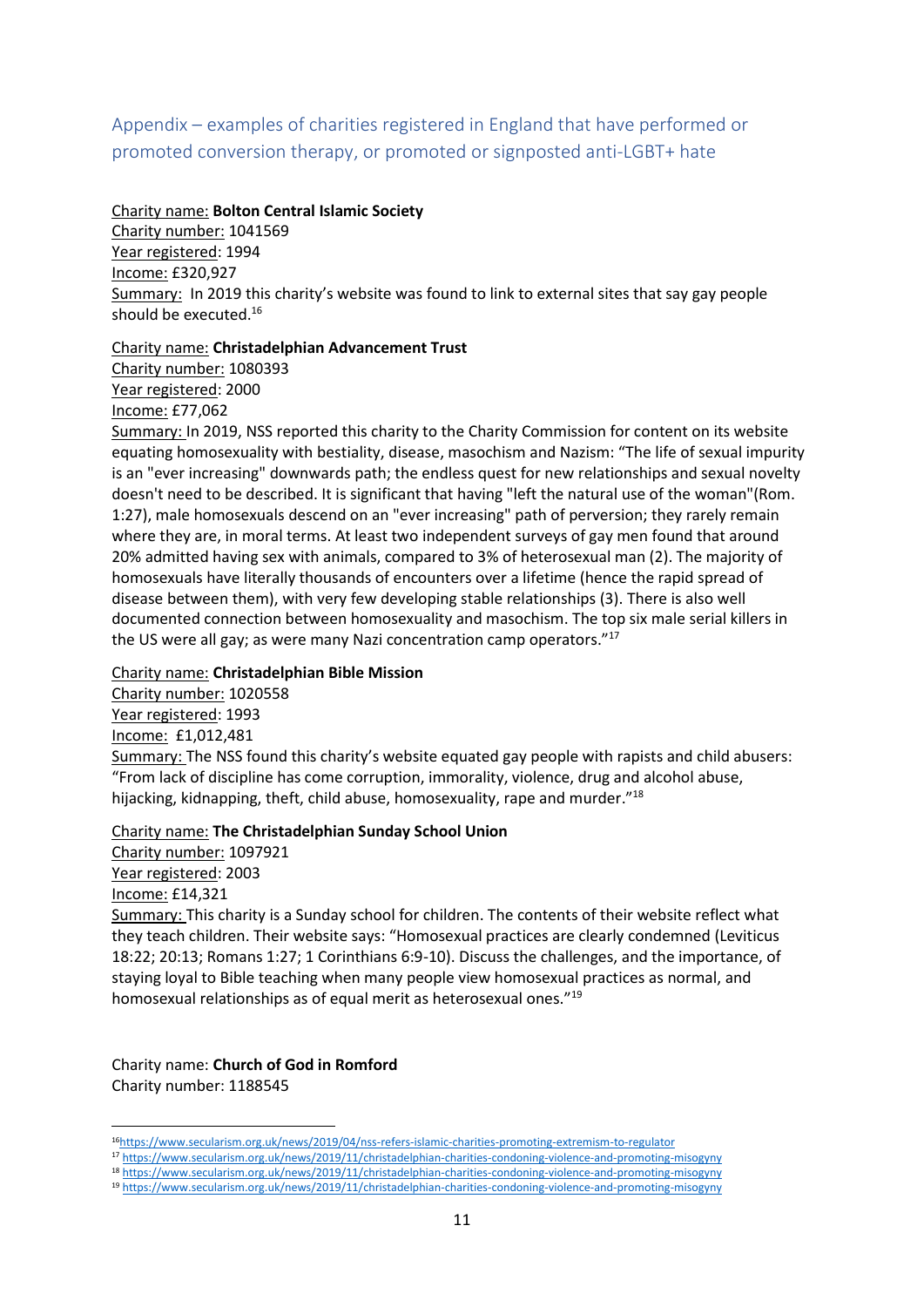## Appendix – examples of charities registered in England that have performed or promoted conversion therapy, or promoted or signposted anti-LGBT+ hate

Charity name: **Bolton Central Islamic Society**
Charity number: 1041569
Year registered: 1994
Income: £320,927
Summary: In 2019 this charity's website was found to link to external sites that say gay people should be executed.[16]

Charity name: **Christadelphian Advancement Trust**
Charity number: 1080393
Year registered: 2000
Income: £77,062
Summary: In 2019, NSS reported this charity to the Charity Commission for content on its website equating homosexuality with bestiality, disease, masochism and Nazism: "The life of sexual impurity is an "ever increasing" downwards path; the endless quest for new relationships and sexual novelty doesn't need to be described. It is significant that having "left the natural use of the woman"(Rom. 1:27), male homosexuals descend on an "ever increasing" path of perversion; they rarely remain where they are, in moral terms. At least two independent surveys of gay men found that around 20% admitted having sex with animals, compared to 3% of heterosexual man (2). The majority of homosexuals have literally thousands of encounters over a lifetime (hence the rapid spread of disease between them), with very few developing stable relationships (3). There is also well documented connection between homosexuality and masochism. The top six male serial killers in the US were all gay; as were many Nazi concentration camp operators."[17]

Charity name: **Christadelphian Bible Mission**
Charity number: 1020558
Year registered: 1993
Income: £1,012,481
Summary: The NSS found this charity's website equated gay people with rapists and child abusers: "From lack of discipline has come corruption, immorality, violence, drug and alcohol abuse, hijacking, kidnapping, theft, child abuse, homosexuality, rape and murder."[18]

Charity name: **The Christadelphian Sunday School Union**
Charity number: 1097921
Year registered: 2003
Income: £14,321
Summary: This charity is a Sunday school for children. The contents of their website reflect what they teach children. Their website says: "Homosexual practices are clearly condemned (Leviticus 18:22; 20:13; Romans 1:27; 1 Corinthians 6:9-10). Discuss the challenges, and the importance, of staying loyal to Bible teaching when many people view homosexual practices as normal, and homosexual relationships as of equal merit as heterosexual ones."[19]

Charity name: **Church of God in Romford**
Charity number: 1188545

[16] https://www.secularism.org.uk/news/2019/04/nss-refers-islamic-charities-promoting-extremism-to-regulator
[17] https://www.secularism.org.uk/news/2019/11/christadelphian-charities-condoning-violence-and-promoting-misogyny
[18] https://www.secularism.org.uk/news/2019/11/christadelphian-charities-condoning-violence-and-promoting-misogyny
[19] https://www.secularism.org.uk/news/2019/11/christadelphian-charities-condoning-violence-and-promoting-misogyny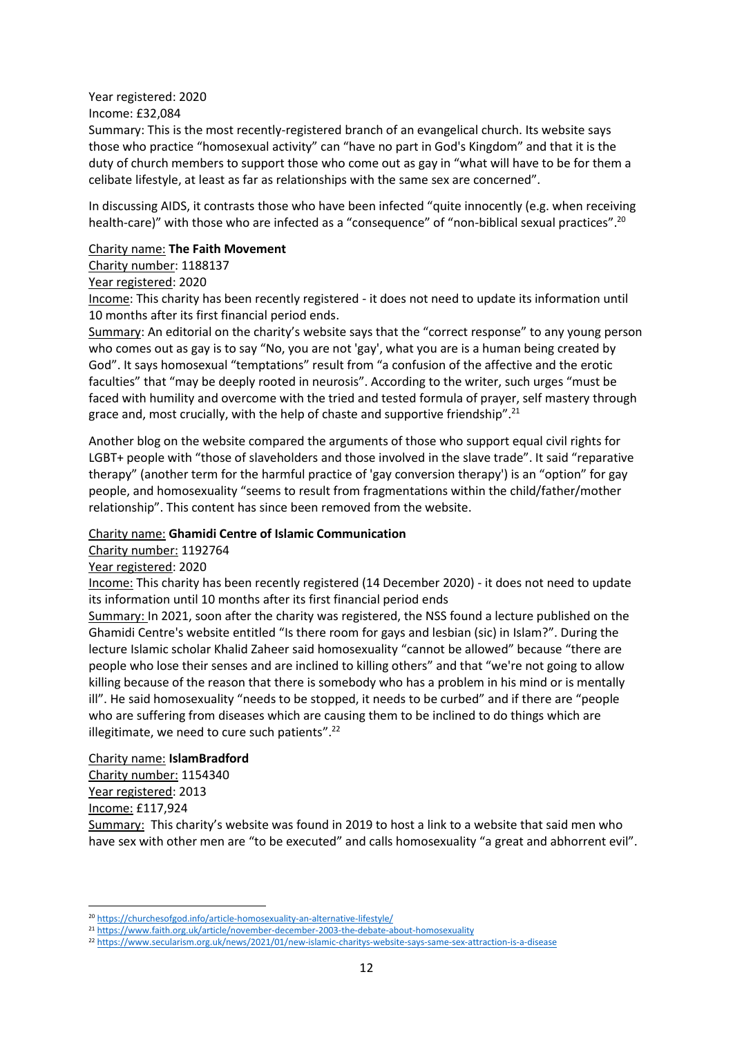Year registered: 2020

Income: £32,084

Summary: This is the most recently-registered branch of an evangelical church. Its website says those who practice "homosexual activity" can "have no part in God's Kingdom" and that it is the duty of church members to support those who come out as gay in "what will have to be for them a celibate lifestyle, at least as far as relationships with the same sex are concerned".

In discussing AIDS, it contrasts those who have been infected "quite innocently (e.g. when receiving health-care)" with those who are infected as a "consequence" of "non-biblical sexual practices".[20]

Charity name: **The Faith Movement**

Charity number: 1188137

Year registered: 2020

Income: This charity has been recently registered - it does not need to update its information until 10 months after its first financial period ends.

Summary: An editorial on the charity's website says that the "correct response" to any young person who comes out as gay is to say "No, you are not 'gay', what you are is a human being created by God". It says homosexual "temptations" result from "a confusion of the affective and the erotic faculties" that "may be deeply rooted in neurosis". According to the writer, such urges "must be faced with humility and overcome with the tried and tested formula of prayer, self mastery through grace and, most crucially, with the help of chaste and supportive friendship".[21]

Another blog on the website compared the arguments of those who support equal civil rights for LGBT+ people with "those of slaveholders and those involved in the slave trade". It said "reparative therapy" (another term for the harmful practice of 'gay conversion therapy') is an "option" for gay people, and homosexuality "seems to result from fragmentations within the child/father/mother relationship". This content has since been removed from the website.

Charity name: **Ghamidi Centre of Islamic Communication**

Charity number: 1192764

Year registered: 2020

Income: This charity has been recently registered (14 December 2020) - it does not need to update its information until 10 months after its first financial period ends

Summary: In 2021, soon after the charity was registered, the NSS found a lecture published on the Ghamidi Centre's website entitled "Is there room for gays and lesbian (sic) in Islam?". During the lecture Islamic scholar Khalid Zaheer said homosexuality "cannot be allowed" because "there are people who lose their senses and are inclined to killing others" and that "we're not going to allow killing because of the reason that there is somebody who has a problem in his mind or is mentally ill". He said homosexuality "needs to be stopped, it needs to be curbed" and if there are "people who are suffering from diseases which are causing them to be inclined to do things which are illegitimate, we need to cure such patients".[22]

Charity name: **IslamBradford**

Charity number: 1154340

Year registered: 2013

Income: £117,924

Summary: This charity's website was found in 2019 to host a link to a website that said men who have sex with other men are "to be executed" and calls homosexuality "a great and abhorrent evil".

[20] https://churchesofgod.info/article-homosexuality-an-alternative-lifestyle/

[21] https://www.faith.org.uk/article/november-december-2003-the-debate-about-homosexuality

[22] https://www.secularism.org.uk/news/2021/01/new-islamic-charitys-website-says-same-sex-attraction-is-a-disease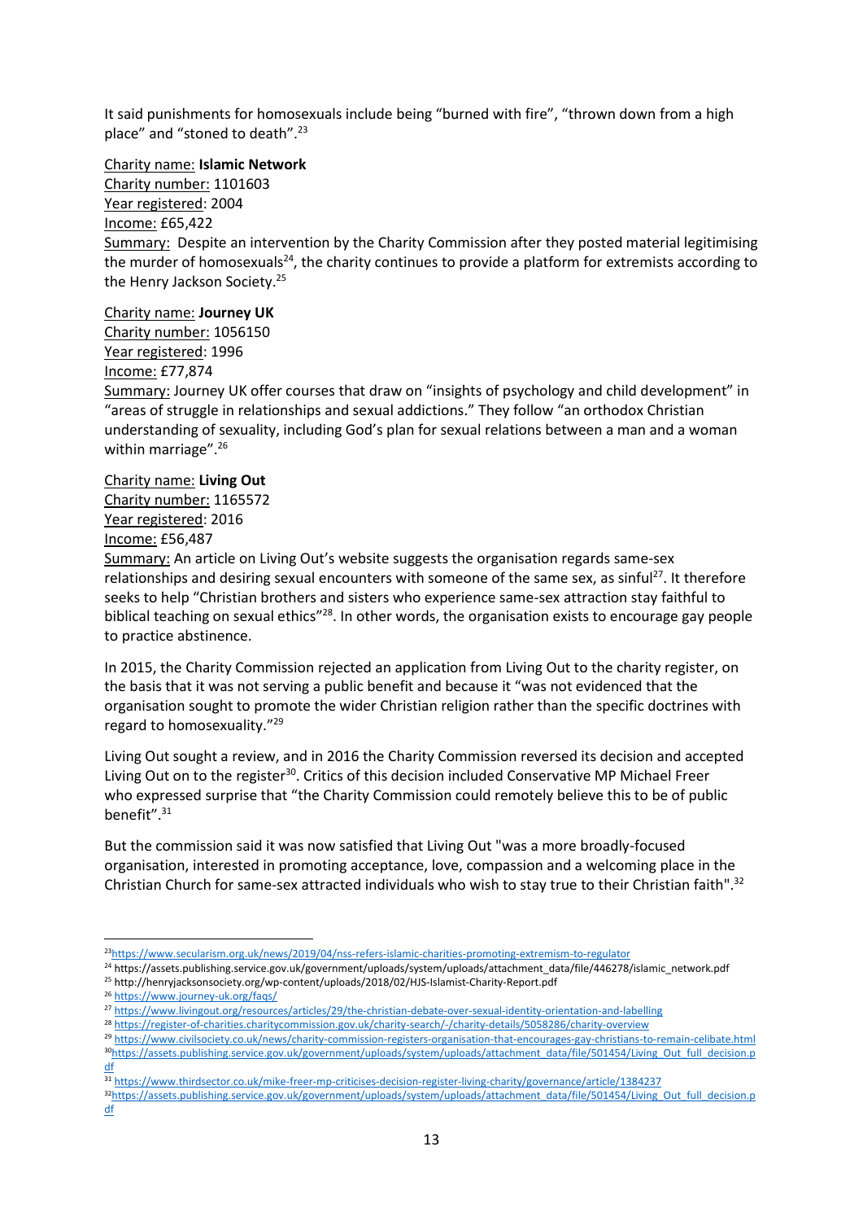It said punishments for homosexuals include being "burned with fire", "thrown down from a high place" and "stoned to death".[23]

Charity name: **Islamic Network**
Charity number: 1101603
Year registered: 2004
Income: £65,422
Summary: Despite an intervention by the Charity Commission after they posted material legitimising the murder of homosexuals[24], the charity continues to provide a platform for extremists according to the Henry Jackson Society.[25]

Charity name: **Journey UK**
Charity number: 1056150
Year registered: 1996
Income: £77,874
Summary: Journey UK offer courses that draw on "insights of psychology and child development" in "areas of struggle in relationships and sexual addictions." They follow "an orthodox Christian understanding of sexuality, including God's plan for sexual relations between a man and a woman within marriage".[26]

Charity name: **Living Out**
Charity number: 1165572
Year registered: 2016
Income: £56,487
Summary: An article on Living Out's website suggests the organisation regards same-sex relationships and desiring sexual encounters with someone of the same sex, as sinful[27]. It therefore seeks to help "Christian brothers and sisters who experience same-sex attraction stay faithful to biblical teaching on sexual ethics"[28]. In other words, the organisation exists to encourage gay people to practice abstinence.

In 2015, the Charity Commission rejected an application from Living Out to the charity register, on the basis that it was not serving a public benefit and because it "was not evidenced that the organisation sought to promote the wider Christian religion rather than the specific doctrines with regard to homosexuality."[29]

Living Out sought a review, and in 2016 the Charity Commission reversed its decision and accepted Living Out on to the register[30]. Critics of this decision included Conservative MP Michael Freer who expressed surprise that "the Charity Commission could remotely believe this to be of public benefit".[31]

But the commission said it was now satisfied that Living Out "was a more broadly-focused organisation, interested in promoting acceptance, love, compassion and a welcoming place in the Christian Church for same-sex attracted individuals who wish to stay true to their Christian faith".[32]

---

[23] https://www.secularism.org.uk/news/2019/04/nss-refers-islamic-charities-promoting-extremism-to-regulator
[24] https://assets.publishing.service.gov.uk/government/uploads/system/uploads/attachment_data/file/446278/islamic_network.pdf
[25] http://henryjacksonsociety.org/wp-content/uploads/2018/02/HJS-Islamist-Charity-Report.pdf
[26] https://www.journey-uk.org/faqs/
[27] https://www.livingout.org/resources/articles/29/the-christian-debate-over-sexual-identity-orientation-and-labelling
[28] https://register-of-charities.charitycommission.gov.uk/charity-search/-/charity-details/5058286/charity-overview
[29] https://www.civilsociety.co.uk/news/charity-commission-registers-organisation-that-encourages-gay-christians-to-remain-celibate.html
[30] https://assets.publishing.service.gov.uk/government/uploads/system/uploads/attachment_data/file/501454/Living_Out_full_decision.pdf
[31] https://www.thirdsector.co.uk/mike-freer-mp-criticises-decision-register-living-charity/governance/article/1384237
[32] https://assets.publishing.service.gov.uk/government/uploads/system/uploads/attachment_data/file/501454/Living_Out_full_decision.pdf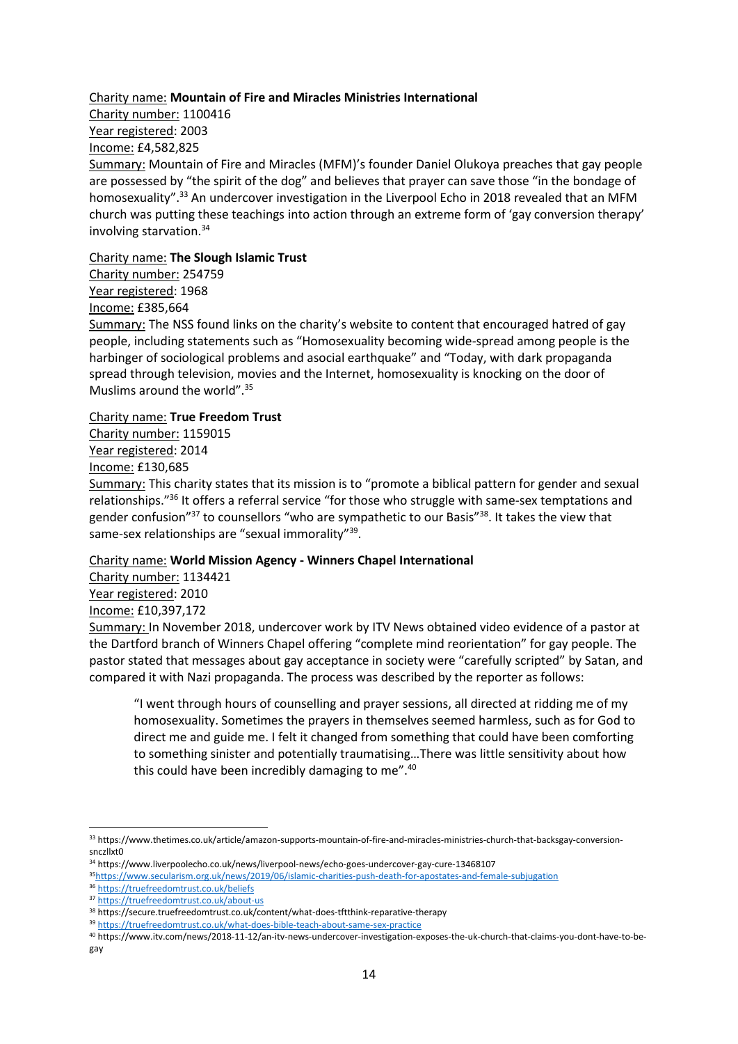Charity name: **Mountain of Fire and Miracles Ministries International**
Charity number: 1100416
Year registered: 2003
Income: £4,582,825
Summary: Mountain of Fire and Miracles (MFM)'s founder Daniel Olukoya preaches that gay people are possessed by "the spirit of the dog" and believes that prayer can save those "in the bondage of homosexuality".[33] An undercover investigation in the Liverpool Echo in 2018 revealed that an MFM church was putting these teachings into action through an extreme form of 'gay conversion therapy' involving starvation.[34]

Charity name: **The Slough Islamic Trust**
Charity number: 254759
Year registered: 1968
Income: £385,664
Summary: The NSS found links on the charity's website to content that encouraged hatred of gay people, including statements such as "Homosexuality becoming wide-spread among people is the harbinger of sociological problems and asocial earthquake" and "Today, with dark propaganda spread through television, movies and the Internet, homosexuality is knocking on the door of Muslims around the world".[35]

Charity name: **True Freedom Trust**
Charity number: 1159015
Year registered: 2014
Income: £130,685
Summary: This charity states that its mission is to "promote a biblical pattern for gender and sexual relationships."[36] It offers a referral service "for those who struggle with same-sex temptations and gender confusion"[37] to counsellors "who are sympathetic to our Basis"[38]. It takes the view that same-sex relationships are "sexual immorality"[39].

Charity name: **World Mission Agency - Winners Chapel International**
Charity number: 1134421
Year registered: 2010
Income: £10,397,172
Summary: In November 2018, undercover work by ITV News obtained video evidence of a pastor at the Dartford branch of Winners Chapel offering "complete mind reorientation" for gay people. The pastor stated that messages about gay acceptance in society were "carefully scripted" by Satan, and compared it with Nazi propaganda. The process was described by the reporter as follows:

> "I went through hours of counselling and prayer sessions, all directed at ridding me of my homosexuality. Sometimes the prayers in themselves seemed harmless, such as for God to direct me and guide me. I felt it changed from something that could have been comforting to something sinister and potentially traumatising…There was little sensitivity about how this could have been incredibly damaging to me".[40]

---

[33] https://www.thetimes.co.uk/article/amazon-supports-mountain-of-fire-and-miracles-ministries-church-that-backsgay-conversion-snczllxt0
[34] https://www.liverpoolecho.co.uk/news/liverpool-news/echo-goes-undercover-gay-cure-13468107
[35] https://www.secularism.org.uk/news/2019/06/islamic-charities-push-death-for-apostates-and-female-subjugation
[36] https://truefreedomtrust.co.uk/beliefs
[37] https://truefreedomtrust.co.uk/about-us
[38] https://secure.truefreedomtrust.co.uk/content/what-does-tftthink-reparative-therapy
[39] https://truefreedomtrust.co.uk/what-does-bible-teach-about-same-sex-practice
[40] https://www.itv.com/news/2018-11-12/an-itv-news-undercover-investigation-exposes-the-uk-church-that-claims-you-dont-have-to-be-gay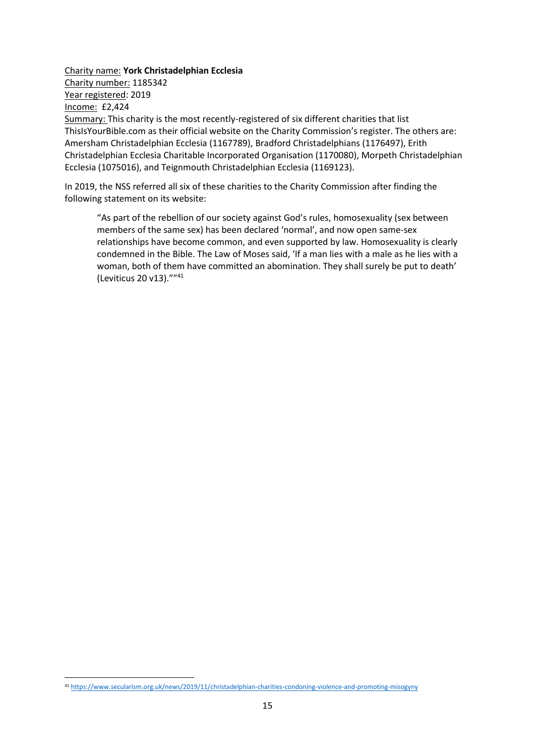Charity name: **York Christadelphian Ecclesia**
Charity number: 1185342
Year registered: 2019
Income: £2,424
Summary: This charity is the most recently-registered of six different charities that list ThisIsYourBible.com as their official website on the Charity Commission's register. The others are: Amersham Christadelphian Ecclesia (1167789), Bradford Christadelphians (1176497), Erith Christadelphian Ecclesia Charitable Incorporated Organisation (1170080), Morpeth Christadelphian Ecclesia (1075016), and Teignmouth Christadelphian Ecclesia (1169123).

In 2019, the NSS referred all six of these charities to the Charity Commission after finding the following statement on its website:

> "As part of the rebellion of our society against God's rules, homosexuality (sex between members of the same sex) has been declared 'normal', and now open same-sex relationships have become common, and even supported by law. Homosexuality is clearly condemned in the Bible. The Law of Moses said, 'If a man lies with a male as he lies with a woman, both of them have committed an abomination. They shall surely be put to death' (Leviticus 20 v13)."[41]

[41] https://www.secularism.org.uk/news/2019/11/christadelphian-charities-condoning-violence-and-promoting-misogyny